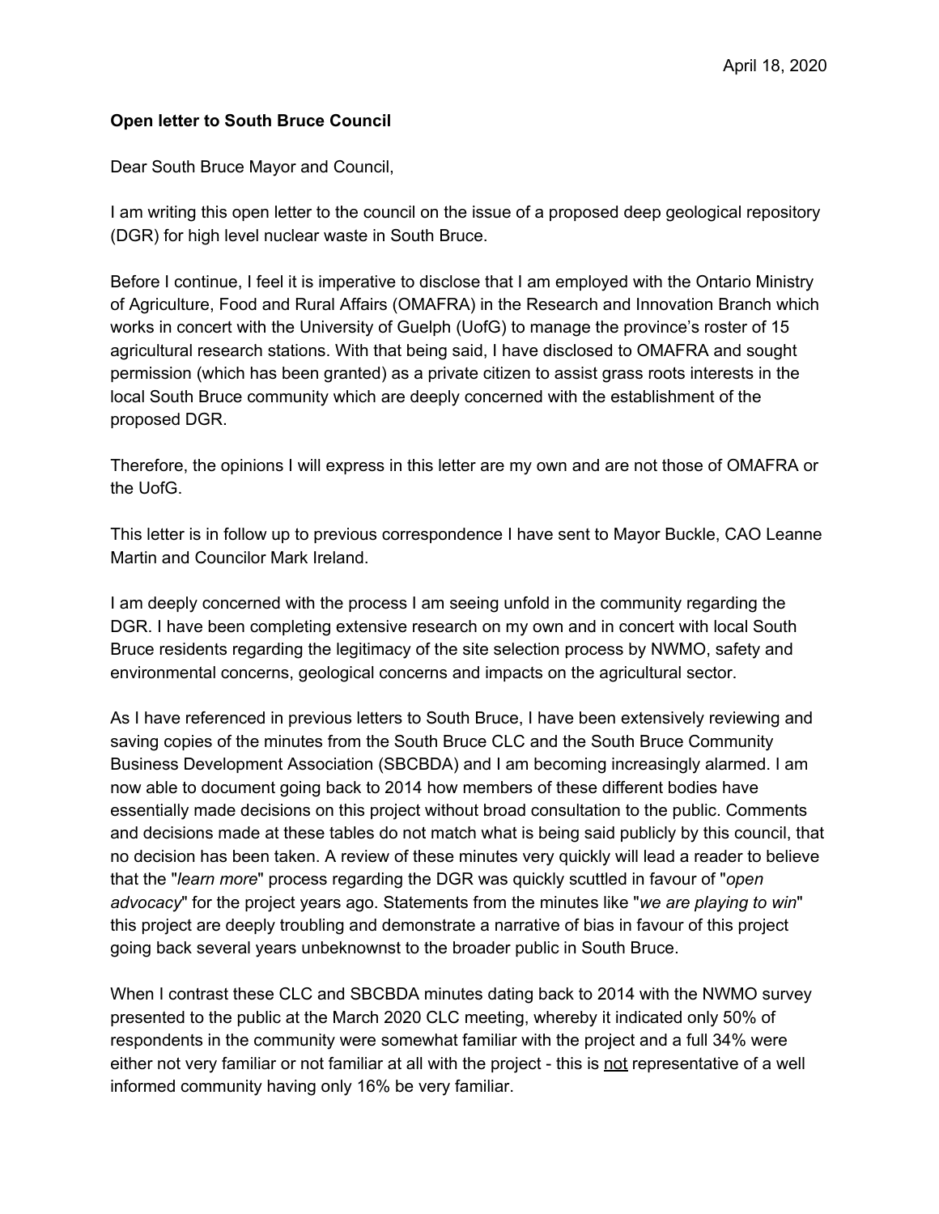April 18, 2020

**Open letter to South Bruce Council**

Dear South Bruce Mayor and Council,

I am writing this open letter to the council on the issue of a proposed deep geological repository (DGR) for high level nuclear waste in South Bruce.

Before I continue, I feel it is imperative to disclose that I am employed with the Ontario Ministry of Agriculture, Food and Rural Affairs (OMAFRA) in the Research and Innovation Branch which works in concert with the University of Guelph (UofG) to manage the province's roster of 15 agricultural research stations. With that being said, I have disclosed to OMAFRA and sought permission (which has been granted) as a private citizen to assist grass roots interests in the local South Bruce community which are deeply concerned with the establishment of the proposed DGR.

Therefore, the opinions I will express in this letter are my own and are not those of OMAFRA or the UofG.

This letter is in follow up to previous correspondence I have sent to Mayor Buckle, CAO Leanne Martin and Councilor Mark Ireland.

I am deeply concerned with the process I am seeing unfold in the community regarding the DGR. I have been completing extensive research on my own and in concert with local South Bruce residents regarding the legitimacy of the site selection process by NWMO, safety and environmental concerns, geological concerns and impacts on the agricultural sector.

As I have referenced in previous letters to South Bruce, I have been extensively reviewing and saving copies of the minutes from the South Bruce CLC and the South Bruce Community Business Development Association (SBCBDA) and I am becoming increasingly alarmed. I am now able to document going back to 2014 how members of these different bodies have essentially made decisions on this project without broad consultation to the public. Comments and decisions made at these tables do not match what is being said publicly by this council, that no decision has been taken. A review of these minutes very quickly will lead a reader to believe that the "*learn more*" process regarding the DGR was quickly scuttled in favour of "*open advocacy*" for the project years ago. Statements from the minutes like "*we are playing to win*" this project are deeply troubling and demonstrate a narrative of bias in favour of this project going back several years unbeknownst to the broader public in South Bruce.

When I contrast these CLC and SBCBDA minutes dating back to 2014 with the NWMO survey presented to the public at the March 2020 CLC meeting, whereby it indicated only 50% of respondents in the community were somewhat familiar with the project and a full 34% were either not very familiar or not familiar at all with the project - this is <u>not</u> representative of a well informed community having only 16% be very familiar.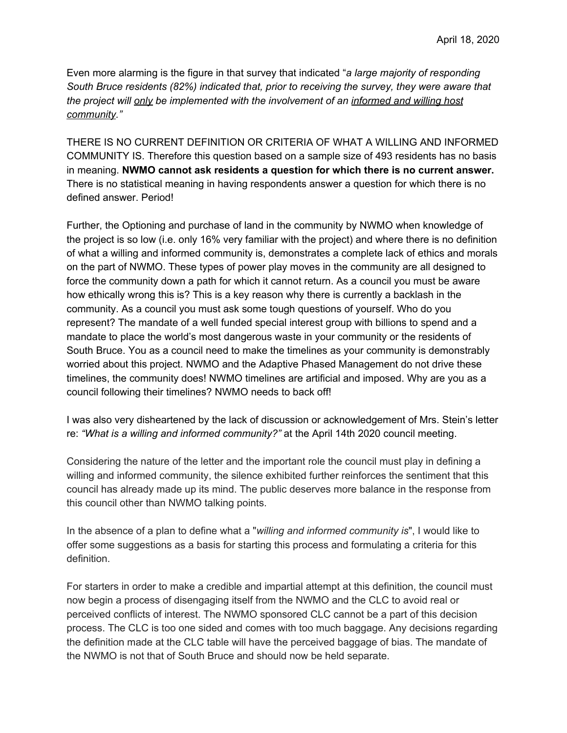April 18, 2020

Even more alarming is the figure in that survey that indicated "*a large majority of responding South Bruce residents (82%) indicated that, prior to receiving the survey, they were aware that the project will <u>only</u> be implemented with the involvement of an <u>informed and willing host community</u>.*"

THERE IS NO CURRENT DEFINITION OR CRITERIA OF WHAT A WILLING AND INFORMED COMMUNITY IS. Therefore this question based on a sample size of 493 residents has no basis in meaning. **NWMO cannot ask residents a question for which there is no current answer.** There is no statistical meaning in having respondents answer a question for which there is no defined answer. Period!

Further, the Optioning and purchase of land in the community by NWMO when knowledge of the project is so low (i.e. only 16% very familiar with the project) and where there is no definition of what a willing and informed community is, demonstrates a complete lack of ethics and morals on the part of NWMO. These types of power play moves in the community are all designed to force the community down a path for which it cannot return. As a council you must be aware how ethically wrong this is? This is a key reason why there is currently a backlash in the community. As a council you must ask some tough questions of yourself. Who do you represent? The mandate of a well funded special interest group with billions to spend and a mandate to place the world's most dangerous waste in your community or the residents of South Bruce. You as a council need to make the timelines as your community is demonstrably worried about this project. NWMO and the Adaptive Phased Management do not drive these timelines, the community does! NWMO timelines are artificial and imposed. Why are you as a council following their timelines? NWMO needs to back off!

I was also very disheartened by the lack of discussion or acknowledgement of Mrs. Stein's letter re: *"What is a willing and informed community?"* at the April 14th 2020 council meeting.

Considering the nature of the letter and the important role the council must play in defining a willing and informed community, the silence exhibited further reinforces the sentiment that this council has already made up its mind. The public deserves more balance in the response from this council other than NWMO talking points.

In the absence of a plan to define what a "*willing and informed community is*", I would like to offer some suggestions as a basis for starting this process and formulating a criteria for this definition.

For starters in order to make a credible and impartial attempt at this definition, the council must now begin a process of disengaging itself from the NWMO and the CLC to avoid real or perceived conflicts of interest. The NWMO sponsored CLC cannot be a part of this decision process. The CLC is too one sided and comes with too much baggage. Any decisions regarding the definition made at the CLC table will have the perceived baggage of bias. The mandate of the NWMO is not that of South Bruce and should now be held separate.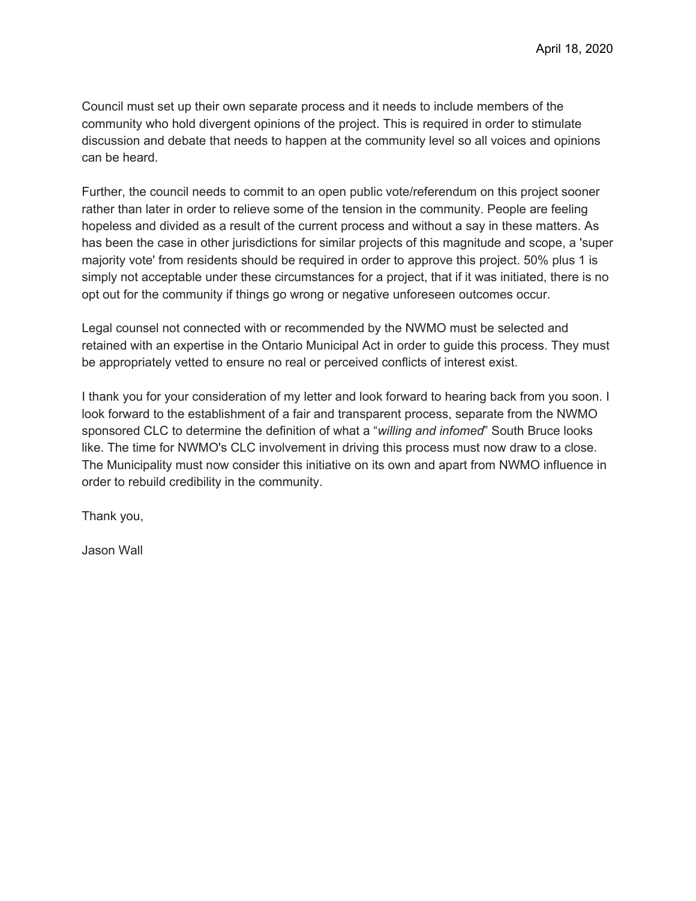April 18, 2020

Council must set up their own separate process and it needs to include members of the community who hold divergent opinions of the project. This is required in order to stimulate discussion and debate that needs to happen at the community level so all voices and opinions can be heard.

Further, the council needs to commit to an open public vote/referendum on this project sooner rather than later in order to relieve some of the tension in the community. People are feeling hopeless and divided as a result of the current process and without a say in these matters. As has been the case in other jurisdictions for similar projects of this magnitude and scope, a 'super majority vote' from residents should be required in order to approve this project. 50% plus 1 is simply not acceptable under these circumstances for a project, that if it was initiated, there is no opt out for the community if things go wrong or negative unforeseen outcomes occur.

Legal counsel not connected with or recommended by the NWMO must be selected and retained with an expertise in the Ontario Municipal Act in order to guide this process. They must be appropriately vetted to ensure no real or perceived conflicts of interest exist.

I thank you for your consideration of my letter and look forward to hearing back from you soon. I look forward to the establishment of a fair and transparent process, separate from the NWMO sponsored CLC to determine the definition of what a "*willing and infomed*" South Bruce looks like. The time for NWMO's CLC involvement in driving this process must now draw to a close. The Municipality must now consider this initiative on its own and apart from NWMO influence in order to rebuild credibility in the community.

Thank you,

Jason Wall